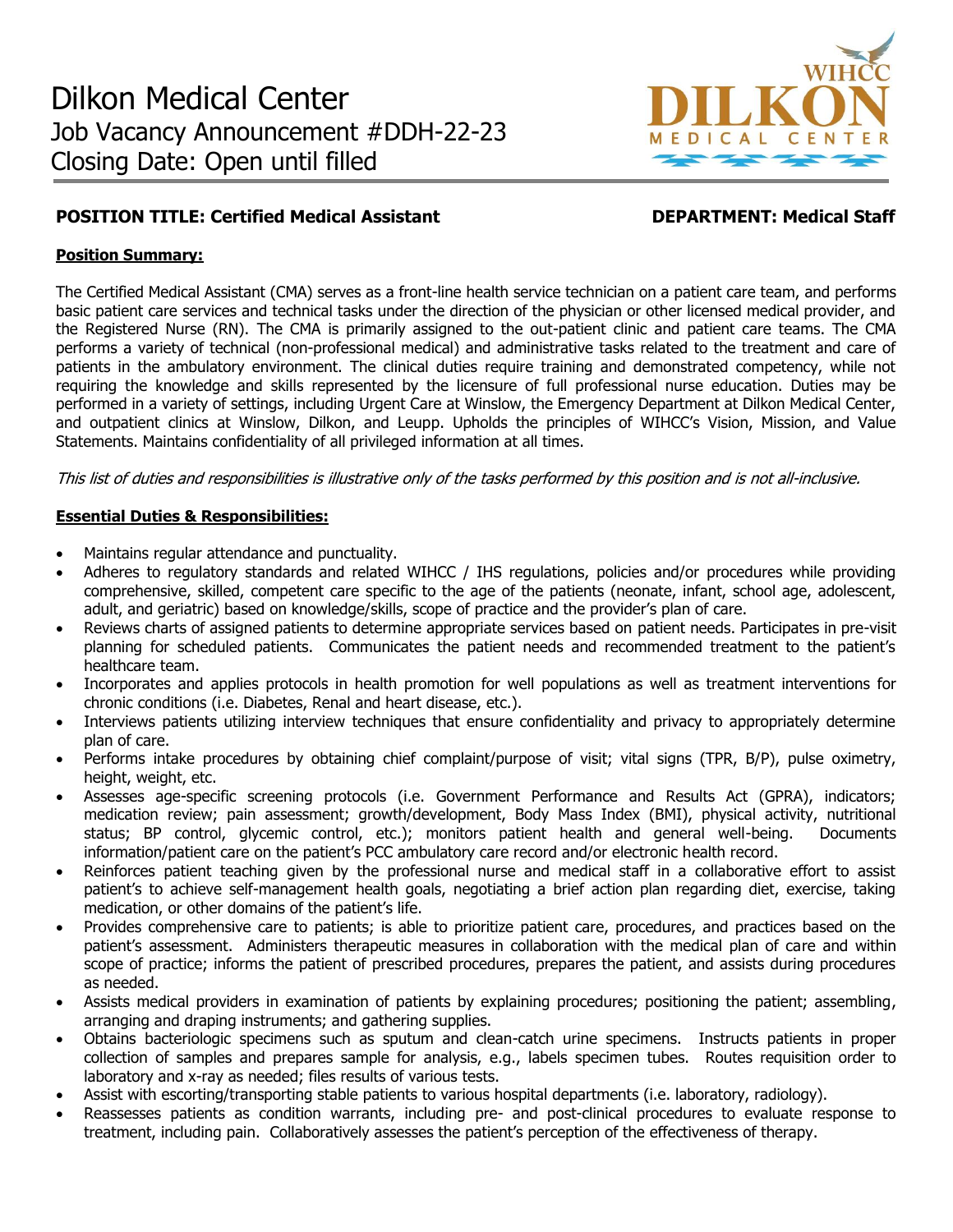# Dilkon Medical Center

Job Vacancy Announcement #DDH-22-23

Closing Date: Open until filled

WIHCC DILKON MEDICAL CENTER

**POSITION TITLE: Certified Medical Assistant** **DEPARTMENT: Medical Staff**

**Position Summary:**

The Certified Medical Assistant (CMA) serves as a front-line health service technician on a patient care team, and performs basic patient care services and technical tasks under the direction of the physician or other licensed medical provider, and the Registered Nurse (RN). The CMA is primarily assigned to the out-patient clinic and patient care teams. The CMA performs a variety of technical (non-professional medical) and administrative tasks related to the treatment and care of patients in the ambulatory environment. The clinical duties require training and demonstrated competency, while not requiring the knowledge and skills represented by the licensure of full professional nurse education. Duties may be performed in a variety of settings, including Urgent Care at Winslow, the Emergency Department at Dilkon Medical Center, and outpatient clinics at Winslow, Dilkon, and Leupp. Upholds the principles of WIHCC's Vision, Mission, and Value Statements. Maintains confidentiality of all privileged information at all times.

*This list of duties and responsibilities is illustrative only of the tasks performed by this position and is not all-inclusive.*

**Essential Duties & Responsibilities:**

- Maintains regular attendance and punctuality.
- Adheres to regulatory standards and related WIHCC / IHS regulations, policies and/or procedures while providing comprehensive, skilled, competent care specific to the age of the patients (neonate, infant, school age, adolescent, adult, and geriatric) based on knowledge/skills, scope of practice and the provider's plan of care.
- Reviews charts of assigned patients to determine appropriate services based on patient needs. Participates in pre-visit planning for scheduled patients. Communicates the patient needs and recommended treatment to the patient's healthcare team.
- Incorporates and applies protocols in health promotion for well populations as well as treatment interventions for chronic conditions (i.e. Diabetes, Renal and heart disease, etc.).
- Interviews patients utilizing interview techniques that ensure confidentiality and privacy to appropriately determine plan of care.
- Performs intake procedures by obtaining chief complaint/purpose of visit; vital signs (TPR, B/P), pulse oximetry, height, weight, etc.
- Assesses age-specific screening protocols (i.e. Government Performance and Results Act (GPRA), indicators; medication review; pain assessment; growth/development, Body Mass Index (BMI), physical activity, nutritional status; BP control, glycemic control, etc.); monitors patient health and general well-being. Documents information/patient care on the patient's PCC ambulatory care record and/or electronic health record.
- Reinforces patient teaching given by the professional nurse and medical staff in a collaborative effort to assist patient's to achieve self-management health goals, negotiating a brief action plan regarding diet, exercise, taking medication, or other domains of the patient's life.
- Provides comprehensive care to patients; is able to prioritize patient care, procedures, and practices based on the patient's assessment. Administers therapeutic measures in collaboration with the medical plan of care and within scope of practice; informs the patient of prescribed procedures, prepares the patient, and assists during procedures as needed.
- Assists medical providers in examination of patients by explaining procedures; positioning the patient; assembling, arranging and draping instruments; and gathering supplies.
- Obtains bacteriologic specimens such as sputum and clean-catch urine specimens. Instructs patients in proper collection of samples and prepares sample for analysis, e.g., labels specimen tubes. Routes requisition order to laboratory and x-ray as needed; files results of various tests.
- Assist with escorting/transporting stable patients to various hospital departments (i.e. laboratory, radiology).
- Reassesses patients as condition warrants, including pre- and post-clinical procedures to evaluate response to treatment, including pain. Collaboratively assesses the patient's perception of the effectiveness of therapy.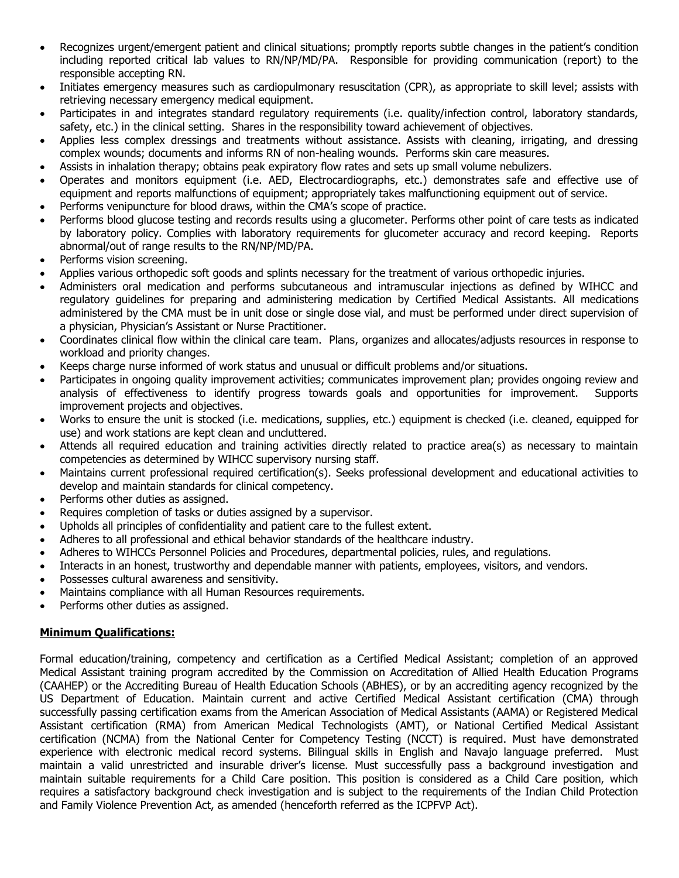- Recognizes urgent/emergent patient and clinical situations; promptly reports subtle changes in the patient's condition including reported critical lab values to RN/NP/MD/PA. Responsible for providing communication (report) to the responsible accepting RN.
- Initiates emergency measures such as cardiopulmonary resuscitation (CPR), as appropriate to skill level; assists with retrieving necessary emergency medical equipment.
- Participates in and integrates standard regulatory requirements (i.e. quality/infection control, laboratory standards, safety, etc.) in the clinical setting. Shares in the responsibility toward achievement of objectives.
- Applies less complex dressings and treatments without assistance. Assists with cleaning, irrigating, and dressing complex wounds; documents and informs RN of non-healing wounds. Performs skin care measures.
- Assists in inhalation therapy; obtains peak expiratory flow rates and sets up small volume nebulizers.
- Operates and monitors equipment (i.e. AED, Electrocardiographs, etc.) demonstrates safe and effective use of equipment and reports malfunctions of equipment; appropriately takes malfunctioning equipment out of service.
- Performs venipuncture for blood draws, within the CMA's scope of practice.
- Performs blood glucose testing and records results using a glucometer. Performs other point of care tests as indicated by laboratory policy. Complies with laboratory requirements for glucometer accuracy and record keeping. Reports abnormal/out of range results to the RN/NP/MD/PA.
- Performs vision screening.
- Applies various orthopedic soft goods and splints necessary for the treatment of various orthopedic injuries.
- Administers oral medication and performs subcutaneous and intramuscular injections as defined by WIHCC and regulatory guidelines for preparing and administering medication by Certified Medical Assistants. All medications administered by the CMA must be in unit dose or single dose vial, and must be performed under direct supervision of a physician, Physician's Assistant or Nurse Practitioner.
- Coordinates clinical flow within the clinical care team. Plans, organizes and allocates/adjusts resources in response to workload and priority changes.
- Keeps charge nurse informed of work status and unusual or difficult problems and/or situations.
- Participates in ongoing quality improvement activities; communicates improvement plan; provides ongoing review and analysis of effectiveness to identify progress towards goals and opportunities for improvement. Supports improvement projects and objectives.
- Works to ensure the unit is stocked (i.e. medications, supplies, etc.) equipment is checked (i.e. cleaned, equipped for use) and work stations are kept clean and uncluttered.
- Attends all required education and training activities directly related to practice area(s) as necessary to maintain competencies as determined by WIHCC supervisory nursing staff.
- Maintains current professional required certification(s). Seeks professional development and educational activities to develop and maintain standards for clinical competency.
- Performs other duties as assigned.
- Requires completion of tasks or duties assigned by a supervisor.
- Upholds all principles of confidentiality and patient care to the fullest extent.
- Adheres to all professional and ethical behavior standards of the healthcare industry.
- Adheres to WIHCCs Personnel Policies and Procedures, departmental policies, rules, and regulations.
- Interacts in an honest, trustworthy and dependable manner with patients, employees, visitors, and vendors.
- Possesses cultural awareness and sensitivity.
- Maintains compliance with all Human Resources requirements.
- Performs other duties as assigned.

**Minimum Qualifications:**

Formal education/training, competency and certification as a Certified Medical Assistant; completion of an approved Medical Assistant training program accredited by the Commission on Accreditation of Allied Health Education Programs (CAAHEP) or the Accrediting Bureau of Health Education Schools (ABHES), or by an accrediting agency recognized by the US Department of Education. Maintain current and active Certified Medical Assistant certification (CMA) through successfully passing certification exams from the American Association of Medical Assistants (AAMA) or Registered Medical Assistant certification (RMA) from American Medical Technologists (AMT), or National Certified Medical Assistant certification (NCMA) from the National Center for Competency Testing (NCCT) is required. Must have demonstrated experience with electronic medical record systems. Bilingual skills in English and Navajo language preferred. Must maintain a valid unrestricted and insurable driver's license. Must successfully pass a background investigation and maintain suitable requirements for a Child Care position. This position is considered as a Child Care position, which requires a satisfactory background check investigation and is subject to the requirements of the Indian Child Protection and Family Violence Prevention Act, as amended (henceforth referred as the ICPFVP Act).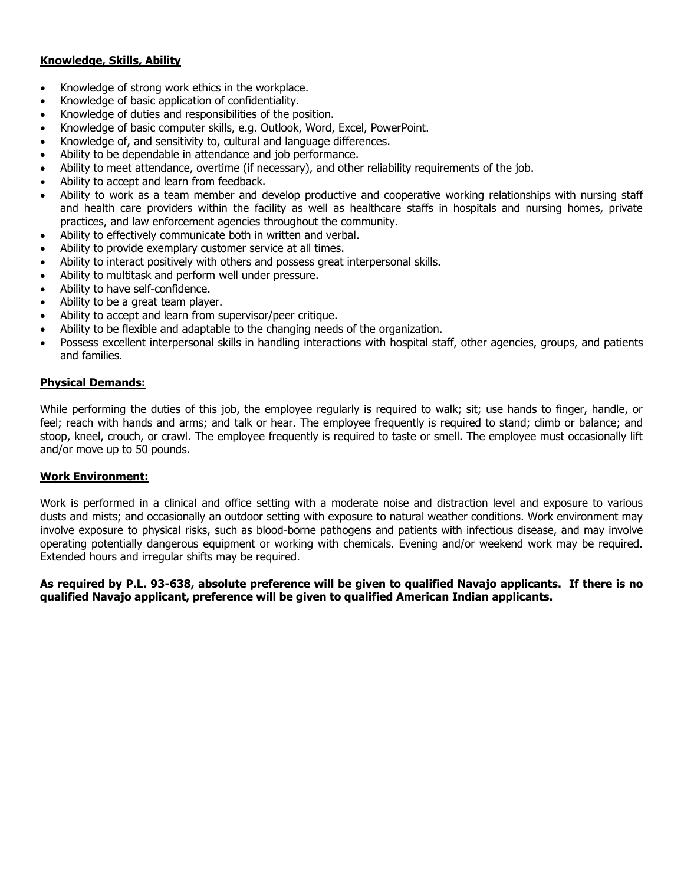**Knowledge, Skills, Ability**

- Knowledge of strong work ethics in the workplace.
- Knowledge of basic application of confidentiality.
- Knowledge of duties and responsibilities of the position.
- Knowledge of basic computer skills, e.g. Outlook, Word, Excel, PowerPoint.
- Knowledge of, and sensitivity to, cultural and language differences.
- Ability to be dependable in attendance and job performance.
- Ability to meet attendance, overtime (if necessary), and other reliability requirements of the job.
- Ability to accept and learn from feedback.
- Ability to work as a team member and develop productive and cooperative working relationships with nursing staff and health care providers within the facility as well as healthcare staffs in hospitals and nursing homes, private practices, and law enforcement agencies throughout the community.
- Ability to effectively communicate both in written and verbal.
- Ability to provide exemplary customer service at all times.
- Ability to interact positively with others and possess great interpersonal skills.
- Ability to multitask and perform well under pressure.
- Ability to have self-confidence.
- Ability to be a great team player.
- Ability to accept and learn from supervisor/peer critique.
- Ability to be flexible and adaptable to the changing needs of the organization.
- Possess excellent interpersonal skills in handling interactions with hospital staff, other agencies, groups, and patients and families.

**Physical Demands:**

While performing the duties of this job, the employee regularly is required to walk; sit; use hands to finger, handle, or feel; reach with hands and arms; and talk or hear. The employee frequently is required to stand; climb or balance; and stoop, kneel, crouch, or crawl. The employee frequently is required to taste or smell. The employee must occasionally lift and/or move up to 50 pounds.

**Work Environment:**

Work is performed in a clinical and office setting with a moderate noise and distraction level and exposure to various dusts and mists; and occasionally an outdoor setting with exposure to natural weather conditions. Work environment may involve exposure to physical risks, such as blood-borne pathogens and patients with infectious disease, and may involve operating potentially dangerous equipment or working with chemicals. Evening and/or weekend work may be required. Extended hours and irregular shifts may be required.

**As required by P.L. 93-638, absolute preference will be given to qualified Navajo applicants. If there is no qualified Navajo applicant, preference will be given to qualified American Indian applicants.**